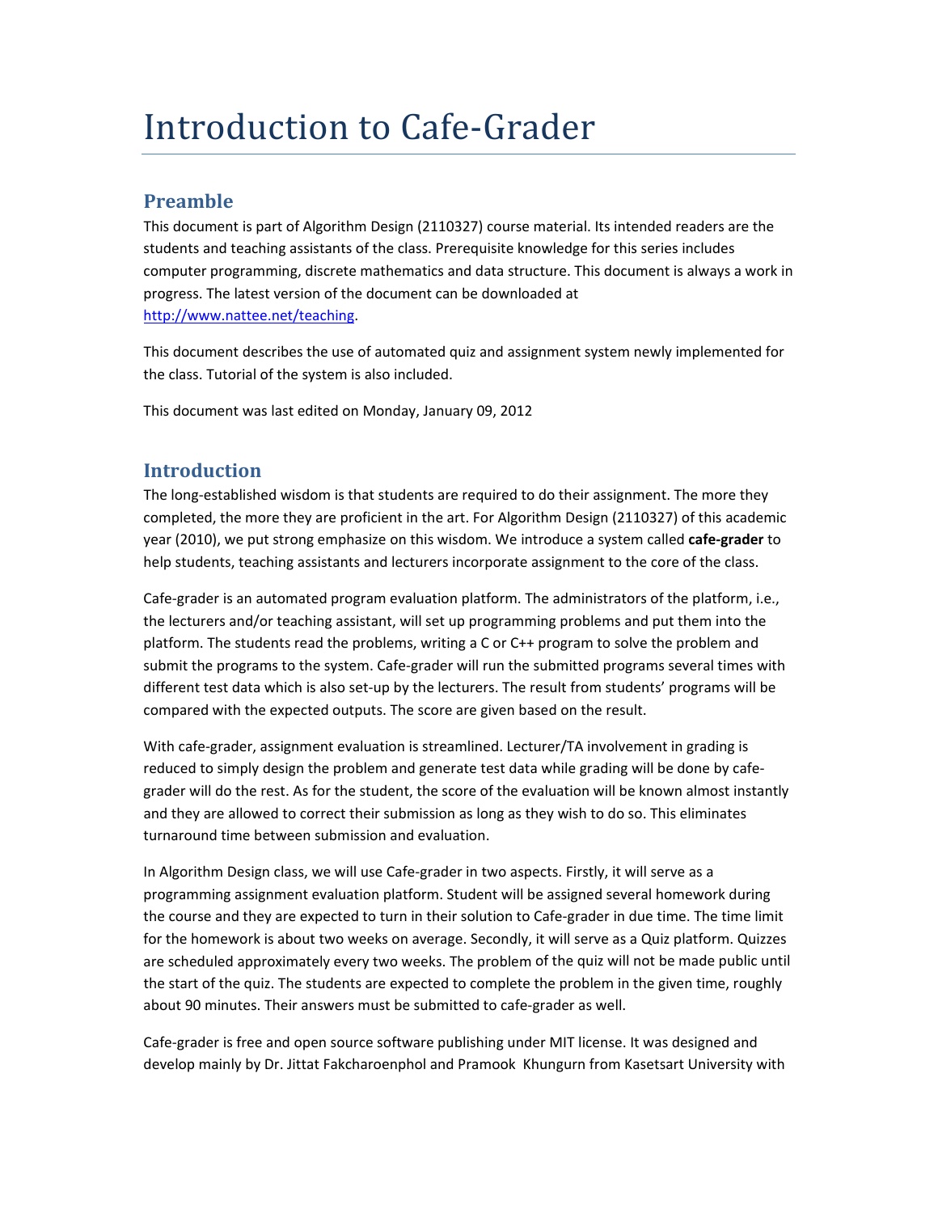# Introduction to Cafe-Grader

## Preamble

This document is part of Algorithm Design (2110327) course material. Its intended readers are the students and teaching assistants of the class. Prerequisite knowledge for this series includes computer programming, discrete mathematics and data structure. This document is always a work in progress. The latest version of the document can be downloaded at http://www.nattee.net/teaching.

This document describes the use of automated quiz and assignment system newly implemented for the class. Tutorial of the system is also included.

This document was last edited on Monday, January 09, 2012

## Introduction

The long-established wisdom is that students are required to do their assignment. The more they completed, the more they are proficient in the art. For Algorithm Design (2110327) of this academic year (2010), we put strong emphasize on this wisdom. We introduce a system called **cafe-grader** to help students, teaching assistants and lecturers incorporate assignment to the core of the class.

Cafe-grader is an automated program evaluation platform. The administrators of the platform, i.e., the lecturers and/or teaching assistant, will set up programming problems and put them into the platform. The students read the problems, writing a C or C++ program to solve the problem and submit the programs to the system. Cafe-grader will run the submitted programs several times with different test data which is also set-up by the lecturers. The result from students' programs will be compared with the expected outputs. The score are given based on the result.

With cafe-grader, assignment evaluation is streamlined. Lecturer/TA involvement in grading is reduced to simply design the problem and generate test data while grading will be done by cafe-grader will do the rest. As for the student, the score of the evaluation will be known almost instantly and they are allowed to correct their submission as long as they wish to do so. This eliminates turnaround time between submission and evaluation.

In Algorithm Design class, we will use Cafe-grader in two aspects. Firstly, it will serve as a programming assignment evaluation platform. Student will be assigned several homework during the course and they are expected to turn in their solution to Cafe-grader in due time. The time limit for the homework is about two weeks on average. Secondly, it will serve as a Quiz platform. Quizzes are scheduled approximately every two weeks. The problem of the quiz will not be made public until the start of the quiz. The students are expected to complete the problem in the given time, roughly about 90 minutes. Their answers must be submitted to cafe-grader as well.

Cafe-grader is free and open source software publishing under MIT license. It was designed and develop mainly by Dr. Jittat Fakcharoenphol and Pramook Khungurn from Kasetsart University with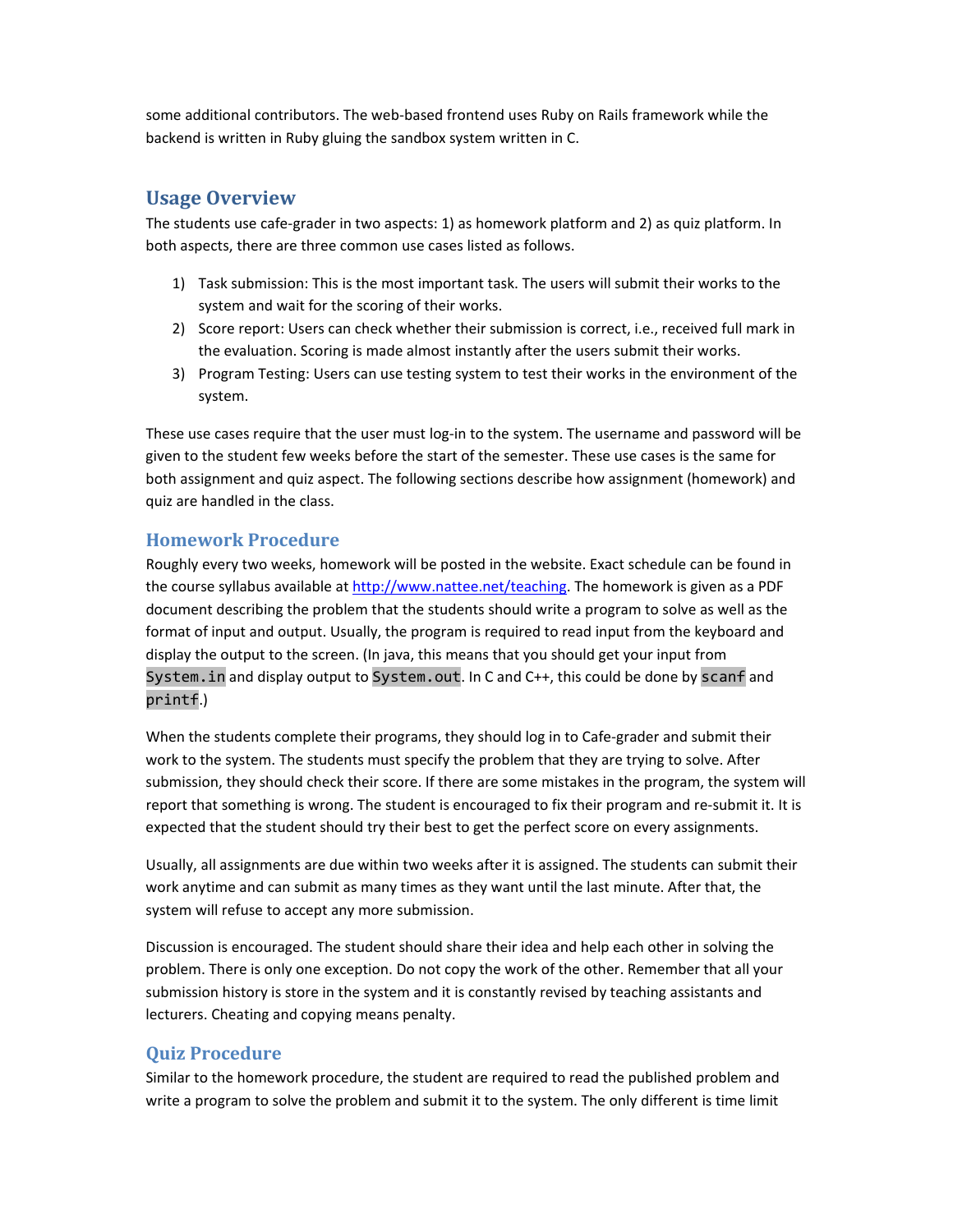some additional contributors. The web-based frontend uses Ruby on Rails framework while the backend is written in Ruby gluing the sandbox system written in C.

## Usage Overview

The students use cafe-grader in two aspects: 1) as homework platform and 2) as quiz platform. In both aspects, there are three common use cases listed as follows.

1) Task submission: This is the most important task. The users will submit their works to the system and wait for the scoring of their works.
2) Score report: Users can check whether their submission is correct, i.e., received full mark in the evaluation. Scoring is made almost instantly after the users submit their works.
3) Program Testing: Users can use testing system to test their works in the environment of the system.

These use cases require that the user must log-in to the system. The username and password will be given to the student few weeks before the start of the semester. These use cases is the same for both assignment and quiz aspect. The following sections describe how assignment (homework) and quiz are handled in the class.

### Homework Procedure

Roughly every two weeks, homework will be posted in the website. Exact schedule can be found in the course syllabus available at [http://www.nattee.net/teaching](http://www.nattee.net/teaching). The homework is given as a PDF document describing the problem that the students should write a program to solve as well as the format of input and output. Usually, the program is required to read input from the keyboard and display the output to the screen. (In java, this means that you should get your input from `System.in` and display output to `System.out`. In C and C++, this could be done by `scanf` and `printf`.)

When the students complete their programs, they should log in to Cafe-grader and submit their work to the system. The students must specify the problem that they are trying to solve. After submission, they should check their score. If there are some mistakes in the program, the system will report that something is wrong. The student is encouraged to fix their program and re-submit it. It is expected that the student should try their best to get the perfect score on every assignments.

Usually, all assignments are due within two weeks after it is assigned. The students can submit their work anytime and can submit as many times as they want until the last minute. After that, the system will refuse to accept any more submission.

Discussion is encouraged. The student should share their idea and help each other in solving the problem. There is only one exception. Do not copy the work of the other. Remember that all your submission history is store in the system and it is constantly revised by teaching assistants and lecturers. Cheating and copying means penalty.

### Quiz Procedure

Similar to the homework procedure, the student are required to read the published problem and write a program to solve the problem and submit it to the system. The only different is time limit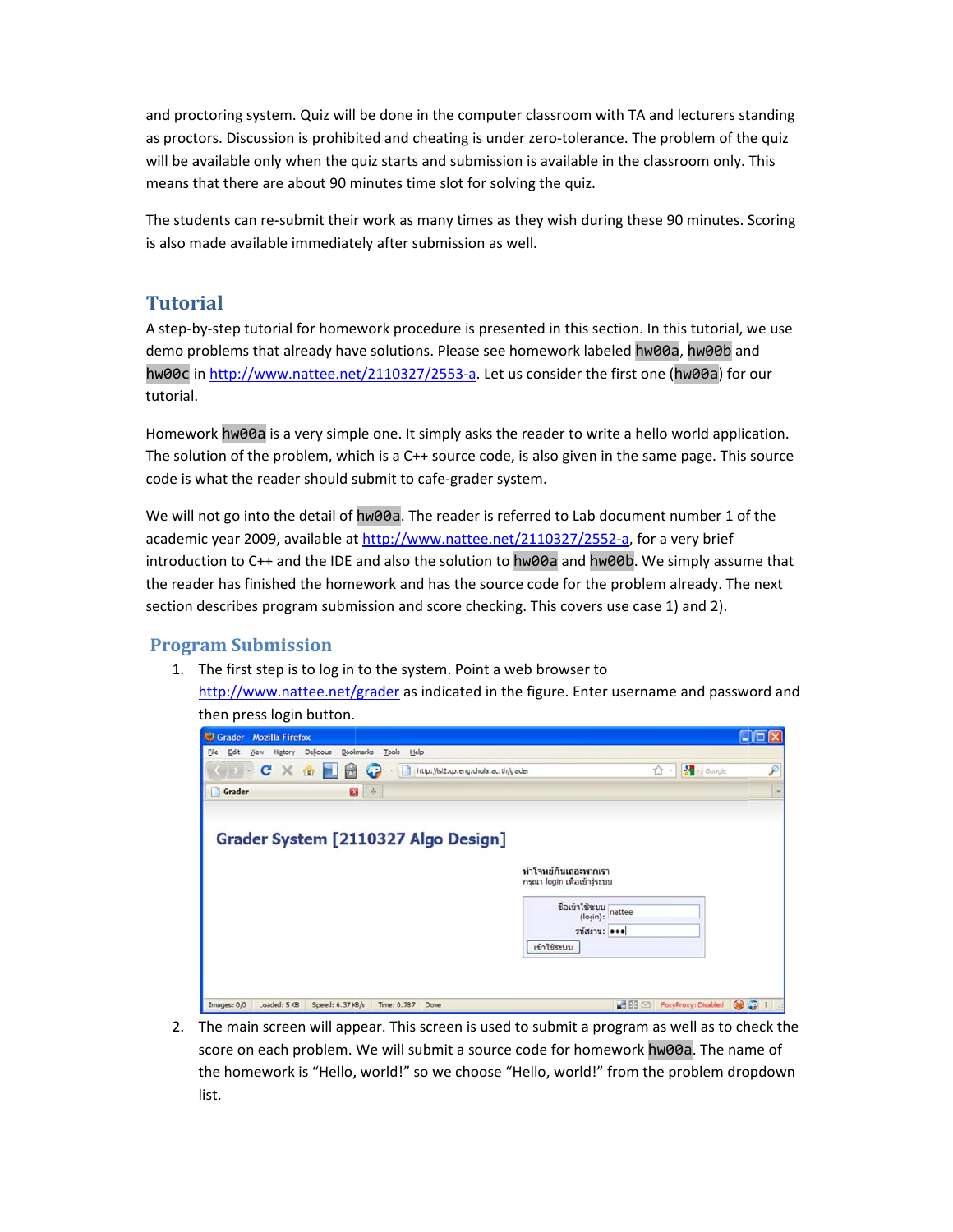and proctoring system. Quiz will be done in the computer classroom with TA and lecturers standing as proctors. Discussion is prohibited and cheating is under zero-tolerance. The problem of the quiz will be available only when the quiz starts and submission is available in the classroom only. This means that there are about 90 minutes time slot for solving the quiz.

The students can re-submit their work as many times as they wish during these 90 minutes. Scoring is also made available immediately after submission as well.

## Tutorial

A step-by-step tutorial for homework procedure is presented in this section. In this tutorial, we use demo problems that already have solutions. Please see homework labeled `hw00a`, `hw00b` and `hw00c` in [http://www.nattee.net/2110327/2553-a](http://www.nattee.net/2110327/2553-a). Let us consider the first one (`hw00a`) for our tutorial.

Homework `hw00a` is a very simple one. It simply asks the reader to write a hello world application. The solution of the problem, which is a C++ source code, is also given in the same page. This source code is what the reader should submit to cafe-grader system.

We will not go into the detail of `hw00a`. The reader is referred to Lab document number 1 of the academic year 2009, available at [http://www.nattee.net/2110327/2552-a](http://www.nattee.net/2110327/2552-a), for a very brief introduction to C++ and the IDE and also the solution to `hw00a` and `hw00b`. We simply assume that the reader has finished the homework and has the source code for the problem already. The next section describes program submission and score checking. This covers use case 1) and 2).

### Program Submission

1. The first step is to log in to the system. Point a web browser to [http://www.nattee.net/grader](http://www.nattee.net/grader) as indicated in the figure. Enter username and password and then press login button.

2. The main screen will appear. This screen is used to submit a program as well as to check the score on each problem. We will submit a source code for homework `hw00a`. The name of the homework is "Hello, world!" so we choose "Hello, world!" from the problem dropdown list.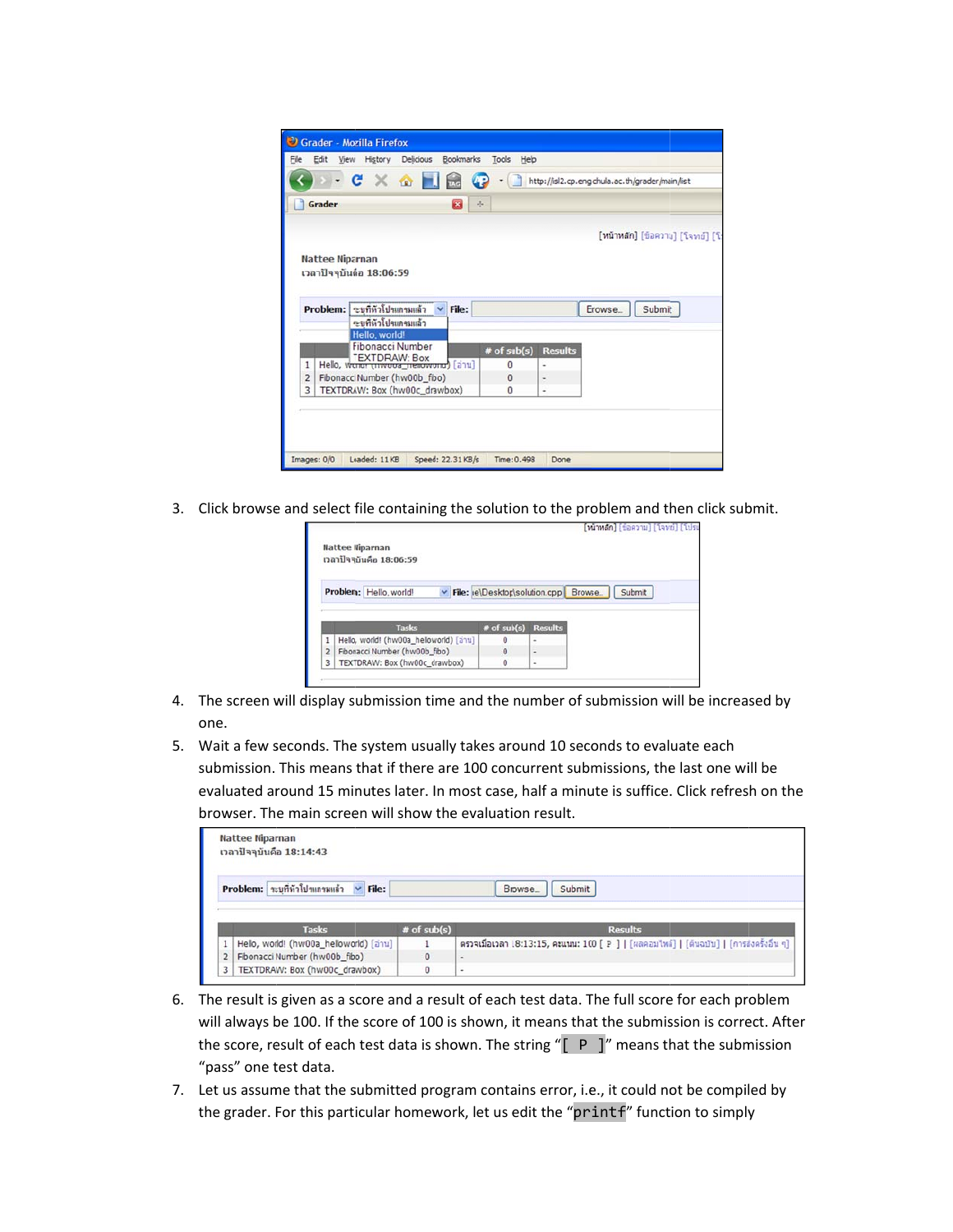3. Click browse and select file containing the solution to the problem and then click submit.

4. The screen will display submission time and the number of submission will be increased by one.
5. Wait a few seconds. The system usually takes around 10 seconds to evaluate each submission. This means that if there are 100 concurrent submissions, the last one will be evaluated around 15 minutes later. In most case, half a minute is suffice. Click refresh on the browser. The main screen will show the evaluation result.

6. The result is given as a score and a result of each test data. The full score for each problem will always be 100. If the score of 100 is shown, it means that the submission is correct. After the score, result of each test data is shown. The string "`[ P ]`" means that the submission "pass" one test data.
7. Let us assume that the submitted program contains error, i.e., it could not be compiled by the grader. For this particular homework, let us edit the "`printf`" function to simply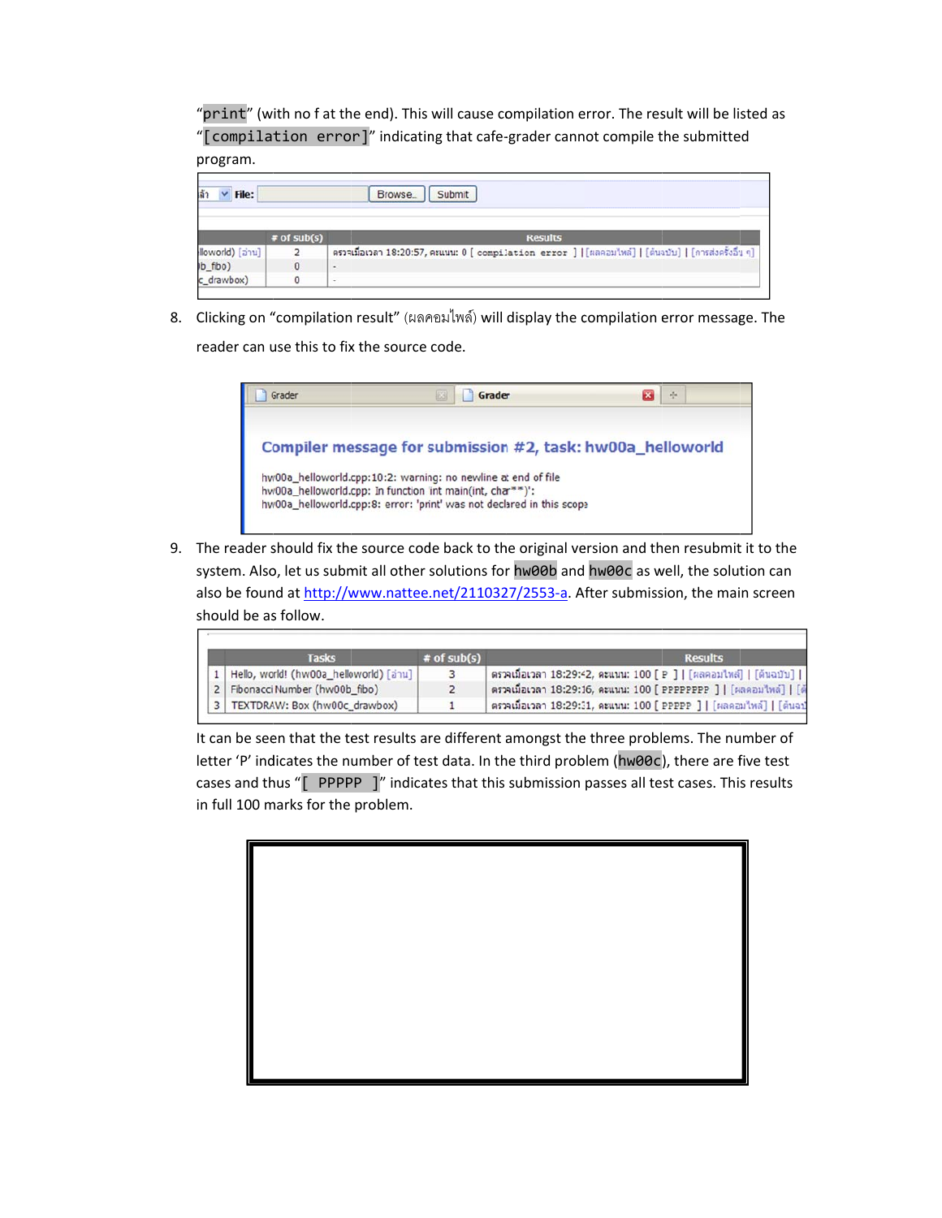"`print`" (with no f at the end). This will cause compilation error. The result will be listed as "`[compilation error]`" indicating that cafe-grader cannot compile the submitted program.

8. Clicking on "compilation result" (ผลคอมไพล์) will display the compilation error message. The reader can use this to fix the source code.

9. The reader should fix the source code back to the original version and then resubmit it to the system. Also, let us submit all other solutions for `hw00b` and `hw00c` as well, the solution can also be found at http://www.nattee.net/2110327/2553-a. After submission, the main screen should be as follow.

It can be seen that the test results are different amongst the three problems. The number of letter 'P' indicates the number of test data. In the third problem (`hw00c`), there are five test cases and thus "`[ PPPPP ]`" indicates that this submission passes all test cases. This results in full 100 marks for the problem.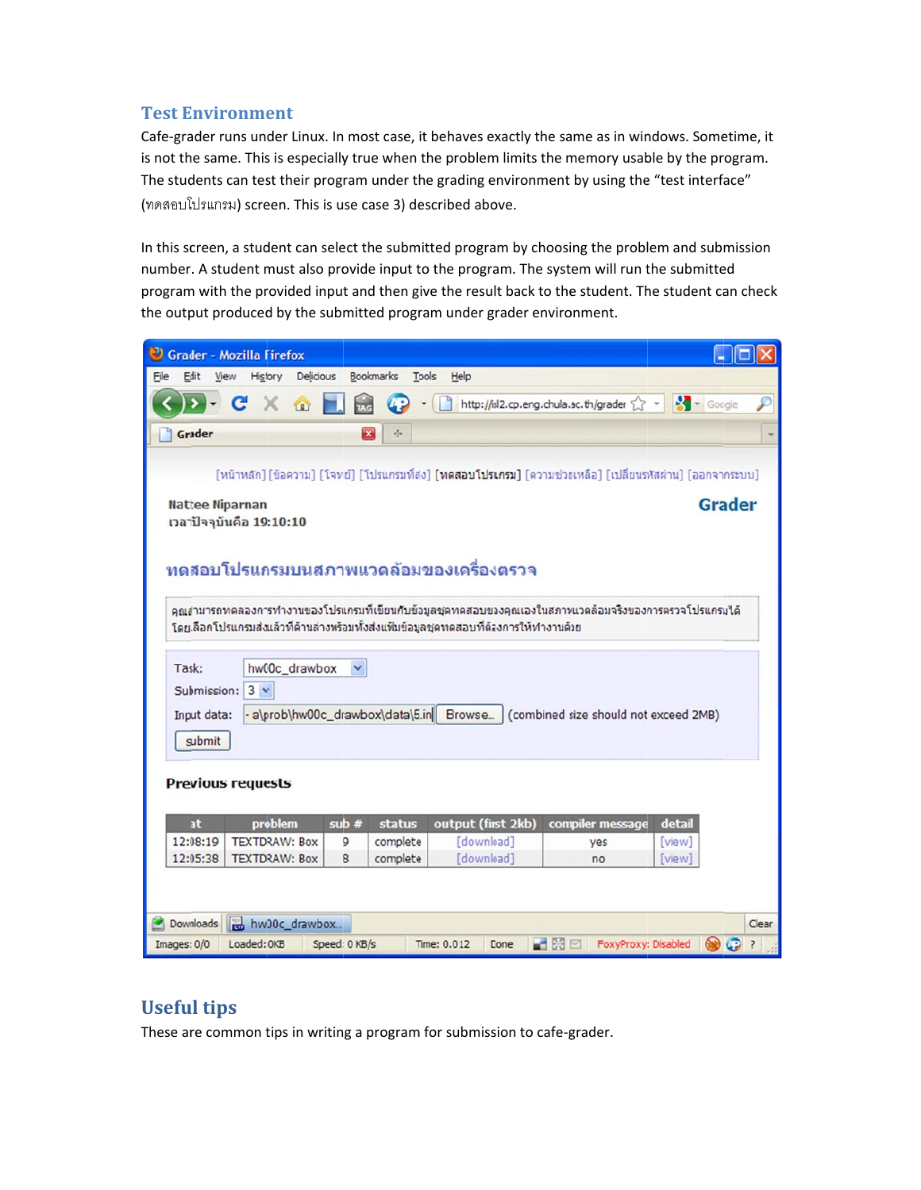## Test Environment

Cafe-grader runs under Linux. In most case, it behaves exactly the same as in windows. Sometime, it is not the same. This is especially true when the problem limits the memory usable by the program. The students can test their program under the grading environment by using the "test interface" (ทดสอบโปรแกรม) screen. This is use case 3) described above.

In this screen, a student can select the submitted program by choosing the problem and submission number. A student must also provide input to the program. The system will run the submitted program with the provided input and then give the result back to the student. The student can check the output produced by the submitted program under grader environment.

## Useful tips

These are common tips in writing a program for submission to cafe-grader.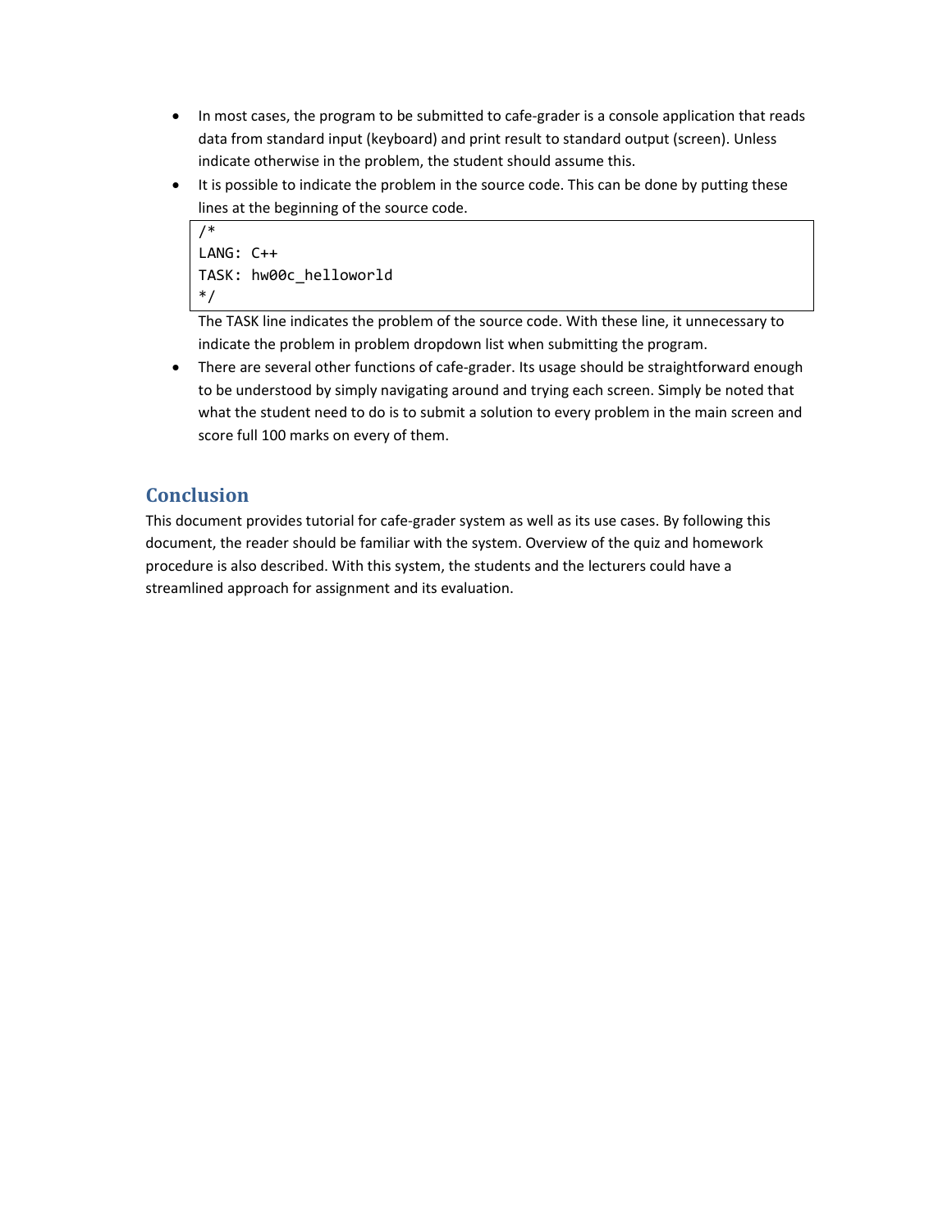- In most cases, the program to be submitted to cafe-grader is a console application that reads data from standard input (keyboard) and print result to standard output (screen). Unless indicate otherwise in the problem, the student should assume this.
- It is possible to indicate the problem in the source code. This can be done by putting these lines at the beginning of the source code.

  ```
  /*
  LANG: C++
  TASK: hw00c_helloworld
  */
  ```

  The TASK line indicates the problem of the source code. With these line, it unnecessary to indicate the problem in problem dropdown list when submitting the program.
- There are several other functions of cafe-grader. Its usage should be straightforward enough to be understood by simply navigating around and trying each screen. Simply be noted that what the student need to do is to submit a solution to every problem in the main screen and score full 100 marks on every of them.

## Conclusion

This document provides tutorial for cafe-grader system as well as its use cases. By following this document, the reader should be familiar with the system. Overview of the quiz and homework procedure is also described. With this system, the students and the lecturers could have a streamlined approach for assignment and its evaluation.